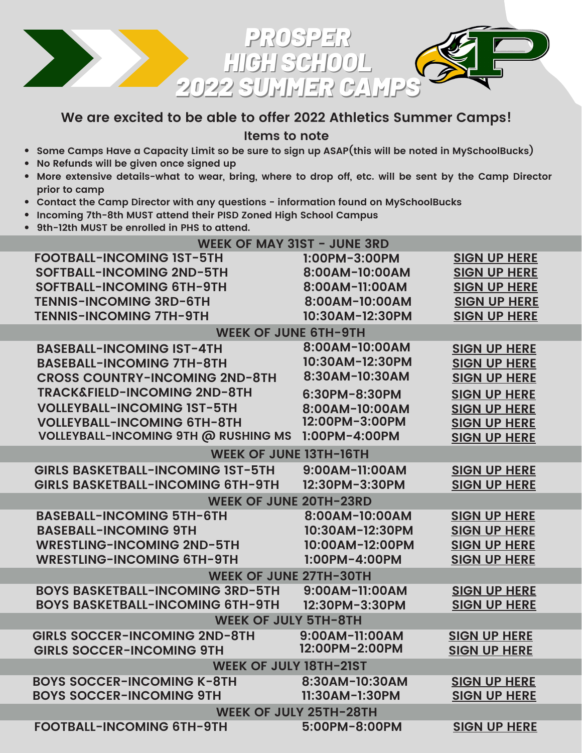# PROSPER HIGH SCHOOL 2022 SUMMER CAMPS

## We are excited to be able to offer 2022 Athletics Summer Camps!

### Items to note

- Some Camps Have a Capacity Limit so be sure to sign up ASAP(this will be noted in MySchoolBucks)
- No Refunds will be given once signed up
- More extensive details-what to wear, bring, where to drop off, etc. will be sent by the Camp Director prior to camp
- Contact the Camp Director with any questions - information found on MySchoolBucks
- Incoming 7th-8th MUST attend their PISD Zoned High School Campus
- 9th-12th MUST be enrolled in PHS to attend.

| WEEK OF MAY 31ST - JUNE 3RD | | |
|---|---|---|
| FOOTBALL-INCOMING 1ST-5TH | 1:00PM-3:00PM | SIGN UP HERE |
| SOFTBALL-INCOMING 2ND-5TH | 8:00AM-10:00AM | SIGN UP HERE |
| SOFTBALL-INCOMING 6TH-9TH | 8:00AM-11:00AM | SIGN UP HERE |
| TENNIS-INCOMING 3RD-6TH | 8:00AM-10:00AM | SIGN UP HERE |
| TENNIS-INCOMING 7TH-9TH | 10:30AM-12:30PM | SIGN UP HERE |
| **WEEK OF JUNE 6TH-9TH** | | |
| BASEBALL-INCOMING IST-4TH | 8:00AM-10:00AM | SIGN UP HERE |
| BASEBALL-INCOMING 7TH-8TH | 10:30AM-12:30PM | SIGN UP HERE |
| CROSS COUNTRY-INCOMING 2ND-8TH | 8:30AM-10:30AM | SIGN UP HERE |
| TRACK&FIELD-INCOMING 2ND-8TH | 6:30PM-8:30PM | SIGN UP HERE |
| VOLLEYBALL-INCOMING 1ST-5TH | 8:00AM-10:00AM | SIGN UP HERE |
| VOLLEYBALL-INCOMING 6TH-8TH | 12:00PM-3:00PM | SIGN UP HERE |
| VOLLEYBALL-INCOMING 9TH @ RUSHING MS | 1:00PM-4:00PM | SIGN UP HERE |
| **WEEK OF JUNE 13TH-16TH** | | |
| GIRLS BASKETBALL-INCOMING 1ST-5TH | 9:00AM-11:00AM | SIGN UP HERE |
| GIRLS BASKETBALL-INCOMING 6TH-9TH | 12:30PM-3:30PM | SIGN UP HERE |
| **WEEK OF JUNE 20TH-23RD** | | |
| BASEBALL-INCOMING 5TH-6TH | 8:00AM-10:00AM | SIGN UP HERE |
| BASEBALL-INCOMING 9TH | 10:30AM-12:30PM | SIGN UP HERE |
| WRESTLING-INCOMING 2ND-5TH | 10:00AM-12:00PM | SIGN UP HERE |
| WRESTLING-INCOMING 6TH-9TH | 1:00PM-4:00PM | SIGN UP HERE |
| **WEEK OF JUNE 27TH-30TH** | | |
| BOYS BASKETBALL-INCOMING 3RD-5TH | 9:00AM-11:00AM | SIGN UP HERE |
| BOYS BASKETBALL-INCOMING 6TH-9TH | 12:30PM-3:30PM | SIGN UP HERE |
| **WEEK OF JULY 5TH-8TH** | | |
| GIRLS SOCCER-INCOMING 2ND-8TH | 9:00AM-11:00AM | SIGN UP HERE |
| GIRLS SOCCER-INCOMING 9TH | 12:00PM-2:00PM | SIGN UP HERE |
| **WEEK OF JULY 18TH-21ST** | | |
| BOYS SOCCER-INCOMING K-8TH | 8:30AM-10:30AM | SIGN UP HERE |
| BOYS SOCCER-INCOMING 9TH | 11:30AM-1:30PM | SIGN UP HERE |
| **WEEK OF JULY 25TH-28TH** | | |
| FOOTBALL-INCOMING 6TH-9TH | 5:00PM-8:00PM | SIGN UP HERE |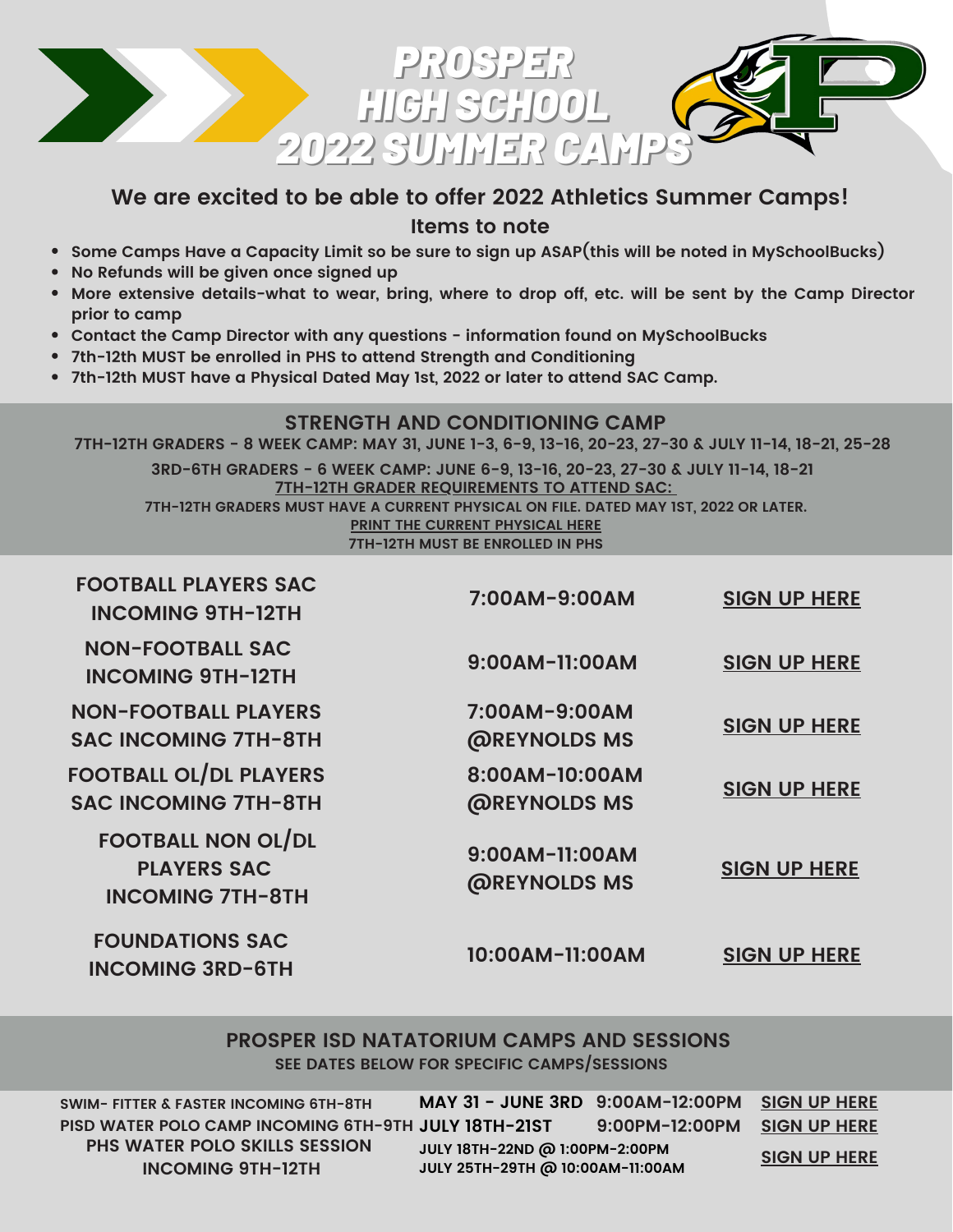# PROSPER HIGH SCHOOL 2022 SUMMER CAMPS

## We are excited to be able to offer 2022 Athletics Summer Camps!

### Items to note

- Some Camps Have a Capacity Limit so be sure to sign up ASAP(this will be noted in MySchoolBucks)
- No Refunds will be given once signed up
- More extensive details-what to wear, bring, where to drop off, etc. will be sent by the Camp Director prior to camp
- Contact the Camp Director with any questions - information found on MySchoolBucks
- 7th-12th MUST be enrolled in PHS to attend Strength and Conditioning
- 7th-12th MUST have a Physical Dated May 1st, 2022 or later to attend SAC Camp.

## STRENGTH AND CONDITIONING CAMP

7TH-12TH GRADERS - 8 WEEK CAMP: MAY 31, JUNE 1-3, 6-9, 13-16, 20-23, 27-30 & JULY 11-14, 18-21, 25-28

3RD-6TH GRADERS - 6 WEEK CAMP: JUNE 6-9, 13-16, 20-23, 27-30 & JULY 11-14, 18-21

7TH-12TH GRADER REQUIREMENTS TO ATTEND SAC:

7TH-12TH GRADERS MUST HAVE A CURRENT PHYSICAL ON FILE. DATED MAY 1ST, 2022 OR LATER.

PRINT THE CURRENT PHYSICAL HERE

7TH-12TH MUST BE ENROLLED IN PHS

| Camp | Time | Sign Up |
|---|---|---|
| FOOTBALL PLAYERS SAC INCOMING 9TH-12TH | 7:00AM-9:00AM | SIGN UP HERE |
| NON-FOOTBALL SAC INCOMING 9TH-12TH | 9:00AM-11:00AM | SIGN UP HERE |
| NON-FOOTBALL PLAYERS SAC INCOMING 7TH-8TH | 7:00AM-9:00AM @REYNOLDS MS | SIGN UP HERE |
| FOOTBALL OL/DL PLAYERS SAC INCOMING 7TH-8TH | 8:00AM-10:00AM @REYNOLDS MS | SIGN UP HERE |
| FOOTBALL NON OL/DL PLAYERS SAC INCOMING 7TH-8TH | 9:00AM-11:00AM @REYNOLDS MS | SIGN UP HERE |
| FOUNDATIONS SAC INCOMING 3RD-6TH | 10:00AM-11:00AM | SIGN UP HERE |

## PROSPER ISD NATATORIUM CAMPS AND SESSIONS

SEE DATES BELOW FOR SPECIFIC CAMPS/SESSIONS

| Camp | Dates | Time | Sign Up |
|---|---|---|---|
| SWIM- FITTER & FASTER INCOMING 6TH-8TH | MAY 31 - JUNE 3RD | 9:00AM-12:00PM | SIGN UP HERE |
| PISD WATER POLO CAMP INCOMING 6TH-9TH | JULY 18TH-21ST | 9:00PM-12:00PM | SIGN UP HERE |
| PHS WATER POLO SKILLS SESSION INCOMING 9TH-12TH | JULY 18TH-22ND @ 1:00PM-2:00PM<br>JULY 25TH-29TH @ 10:00AM-11:00AM | | SIGN UP HERE |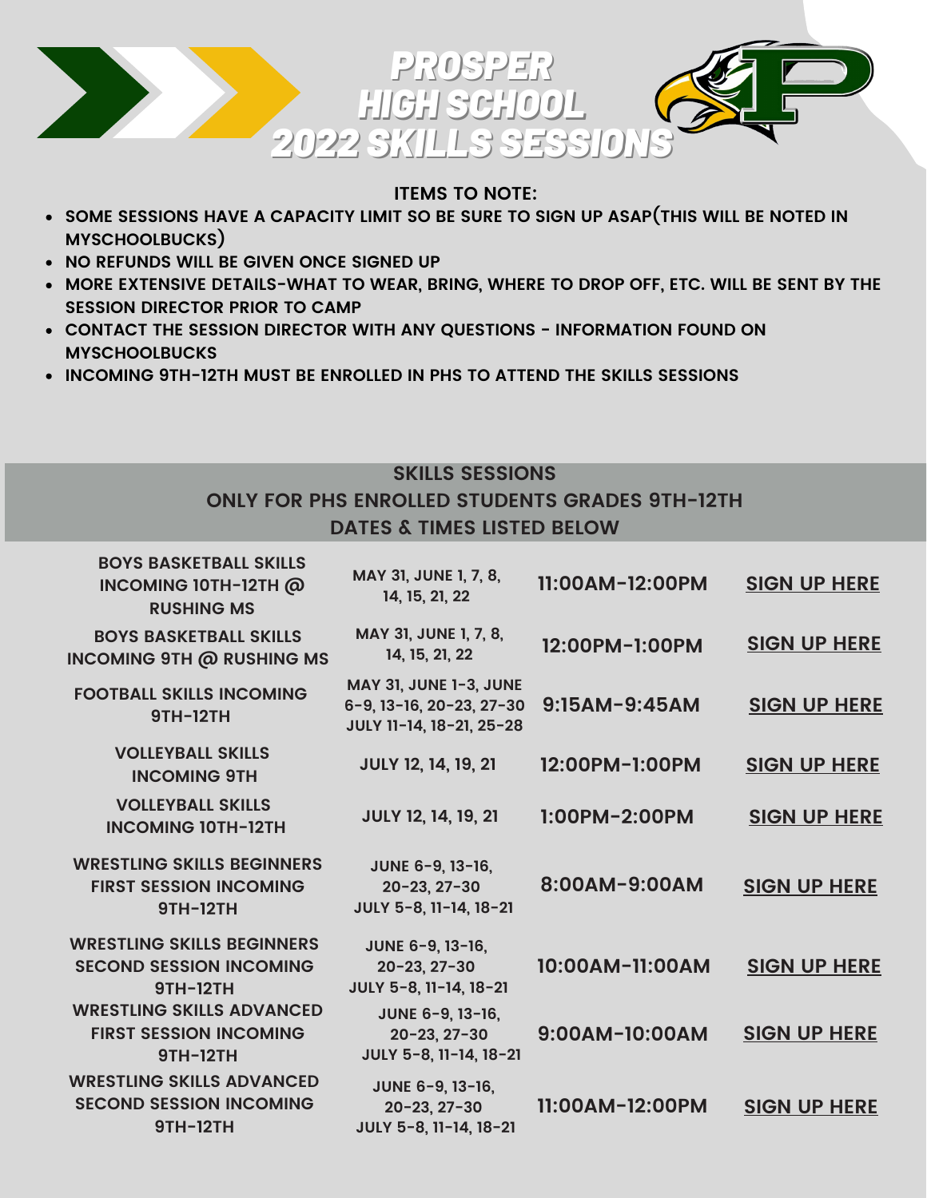# PROSPER HIGH SCHOOL 2022 SKILLS SESSIONS

**ITEMS TO NOTE:**

- SOME SESSIONS HAVE A CAPACITY LIMIT SO BE SURE TO SIGN UP ASAP(THIS WILL BE NOTED IN MYSCHOOLBUCKS)
- NO REFUNDS WILL BE GIVEN ONCE SIGNED UP
- MORE EXTENSIVE DETAILS-WHAT TO WEAR, BRING, WHERE TO DROP OFF, ETC. WILL BE SENT BY THE SESSION DIRECTOR PRIOR TO CAMP
- CONTACT THE SESSION DIRECTOR WITH ANY QUESTIONS - INFORMATION FOUND ON MYSCHOOLBUCKS
- INCOMING 9TH-12TH MUST BE ENROLLED IN PHS TO ATTEND THE SKILLS SESSIONS

## SKILLS SESSIONS
### ONLY FOR PHS ENROLLED STUDENTS GRADES 9TH-12TH
### DATES & TIMES LISTED BELOW

| Session | Dates | Time | Sign Up |
|---|---|---|---|
| BOYS BASKETBALL SKILLS INCOMING 10TH-12TH @ RUSHING MS | MAY 31, JUNE 1, 7, 8, 14, 15, 21, 22 | 11:00AM-12:00PM | SIGN UP HERE |
| BOYS BASKETBALL SKILLS INCOMING 9TH @ RUSHING MS | MAY 31, JUNE 1, 7, 8, 14, 15, 21, 22 | 12:00PM-1:00PM | SIGN UP HERE |
| FOOTBALL SKILLS INCOMING 9TH-12TH | MAY 31, JUNE 1-3, JUNE 6-9, 13-16, 20-23, 27-30 JULY 11-14, 18-21, 25-28 | 9:15AM-9:45AM | SIGN UP HERE |
| VOLLEYBALL SKILLS INCOMING 9TH | JULY 12, 14, 19, 21 | 12:00PM-1:00PM | SIGN UP HERE |
| VOLLEYBALL SKILLS INCOMING 10TH-12TH | JULY 12, 14, 19, 21 | 1:00PM-2:00PM | SIGN UP HERE |
| WRESTLING SKILLS BEGINNERS FIRST SESSION INCOMING 9TH-12TH | JUNE 6-9, 13-16, 20-23, 27-30 JULY 5-8, 11-14, 18-21 | 8:00AM-9:00AM | SIGN UP HERE |
| WRESTLING SKILLS BEGINNERS SECOND SESSION INCOMING 9TH-12TH | JUNE 6-9, 13-16, 20-23, 27-30 JULY 5-8, 11-14, 18-21 | 10:00AM-11:00AM | SIGN UP HERE |
| WRESTLING SKILLS ADVANCED FIRST SESSION INCOMING 9TH-12TH | JUNE 6-9, 13-16, 20-23, 27-30 JULY 5-8, 11-14, 18-21 | 9:00AM-10:00AM | SIGN UP HERE |
| WRESTLING SKILLS ADVANCED SECOND SESSION INCOMING 9TH-12TH | JUNE 6-9, 13-16, 20-23, 27-30 JULY 5-8, 11-14, 18-21 | 11:00AM-12:00PM | SIGN UP HERE |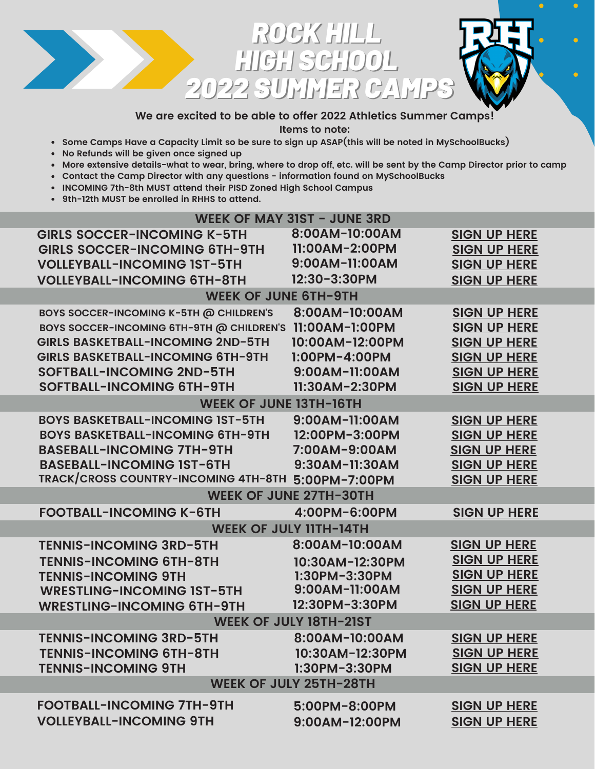# ROCK HILL HIGH SCHOOL 2022 SUMMER CAMPS

**We are excited to be able to offer 2022 Athletics Summer Camps!**

**Items to note:**

- **Some Camps Have a Capacity Limit so be sure to sign up ASAP(this will be noted in MySchoolBucks)**
- **No Refunds will be given once signed up**
- **More extensive details-what to wear, bring, where to drop off, etc. will be sent by the Camp Director prior to camp**
- **Contact the Camp Director with any questions - information found on MySchoolBucks**
- **INCOMING 7th-8th MUST attend their PISD Zoned High School Campus**
- **9th-12th MUST be enrolled in RHHS to attend.**

| WEEK OF MAY 31ST - JUNE 3RD | | |
|---|---|---|
| GIRLS SOCCER-INCOMING K-5TH | 8:00AM-10:00AM | SIGN UP HERE |
| GIRLS SOCCER-INCOMING 6TH-9TH | 11:00AM-2:00PM | SIGN UP HERE |
| VOLLEYBALL-INCOMING 1ST-5TH | 9:00AM-11:00AM | SIGN UP HERE |
| VOLLEYBALL-INCOMING 6TH-8TH | 12:30-3:30PM | SIGN UP HERE |
| **WEEK OF JUNE 6TH-9TH** | | |
| BOYS SOCCER-INCOMING K-5TH @ CHILDREN'S | 8:00AM-10:00AM | SIGN UP HERE |
| BOYS SOCCER-INCOMING 6TH-9TH @ CHILDREN'S | 11:00AM-1:00PM | SIGN UP HERE |
| GIRLS BASKETBALL-INCOMING 2ND-5TH | 10:00AM-12:00PM | SIGN UP HERE |
| GIRLS BASKETBALL-INCOMING 6TH-9TH | 1:00PM-4:00PM | SIGN UP HERE |
| SOFTBALL-INCOMING 2ND-5TH | 9:00AM-11:00AM | SIGN UP HERE |
| SOFTBALL-INCOMING 6TH-9TH | 11:30AM-2:30PM | SIGN UP HERE |
| **WEEK OF JUNE 13TH-16TH** | | |
| BOYS BASKETBALL-INCOMING 1ST-5TH | 9:00AM-11:00AM | SIGN UP HERE |
| BOYS BASKETBALL-INCOMING 6TH-9TH | 12:00PM-3:00PM | SIGN UP HERE |
| BASEBALL-INCOMING 7TH-9TH | 7:00AM-9:00AM | SIGN UP HERE |
| BASEBALL-INCOMING 1ST-6TH | 9:30AM-11:30AM | SIGN UP HERE |
| TRACK/CROSS COUNTRY-INCOMING 4TH-8TH | 5:00PM-7:00PM | SIGN UP HERE |
| **WEEK OF JUNE 27TH-30TH** | | |
| FOOTBALL-INCOMING K-6TH | 4:00PM-6:00PM | SIGN UP HERE |
| **WEEK OF JULY 11TH-14TH** | | |
| TENNIS-INCOMING 3RD-5TH | 8:00AM-10:00AM | SIGN UP HERE |
| TENNIS-INCOMING 6TH-8TH | 10:30AM-12:30PM | SIGN UP HERE |
| TENNIS-INCOMING 9TH | 1:30PM-3:30PM | SIGN UP HERE |
| WRESTLING-INCOMING 1ST-5TH | 9:00AM-11:00AM | SIGN UP HERE |
| WRESTLING-INCOMING 6TH-9TH | 12:30PM-3:30PM | SIGN UP HERE |
| **WEEK OF JULY 18TH-21ST** | | |
| TENNIS-INCOMING 3RD-5TH | 8:00AM-10:00AM | SIGN UP HERE |
| TENNIS-INCOMING 6TH-8TH | 10:30AM-12:30PM | SIGN UP HERE |
| TENNIS-INCOMING 9TH | 1:30PM-3:30PM | SIGN UP HERE |
| **WEEK OF JULY 25TH-28TH** | | |
| FOOTBALL-INCOMING 7TH-9TH | 5:00PM-8:00PM | SIGN UP HERE |
| VOLLEYBALL-INCOMING 9TH | 9:00AM-12:00PM | SIGN UP HERE |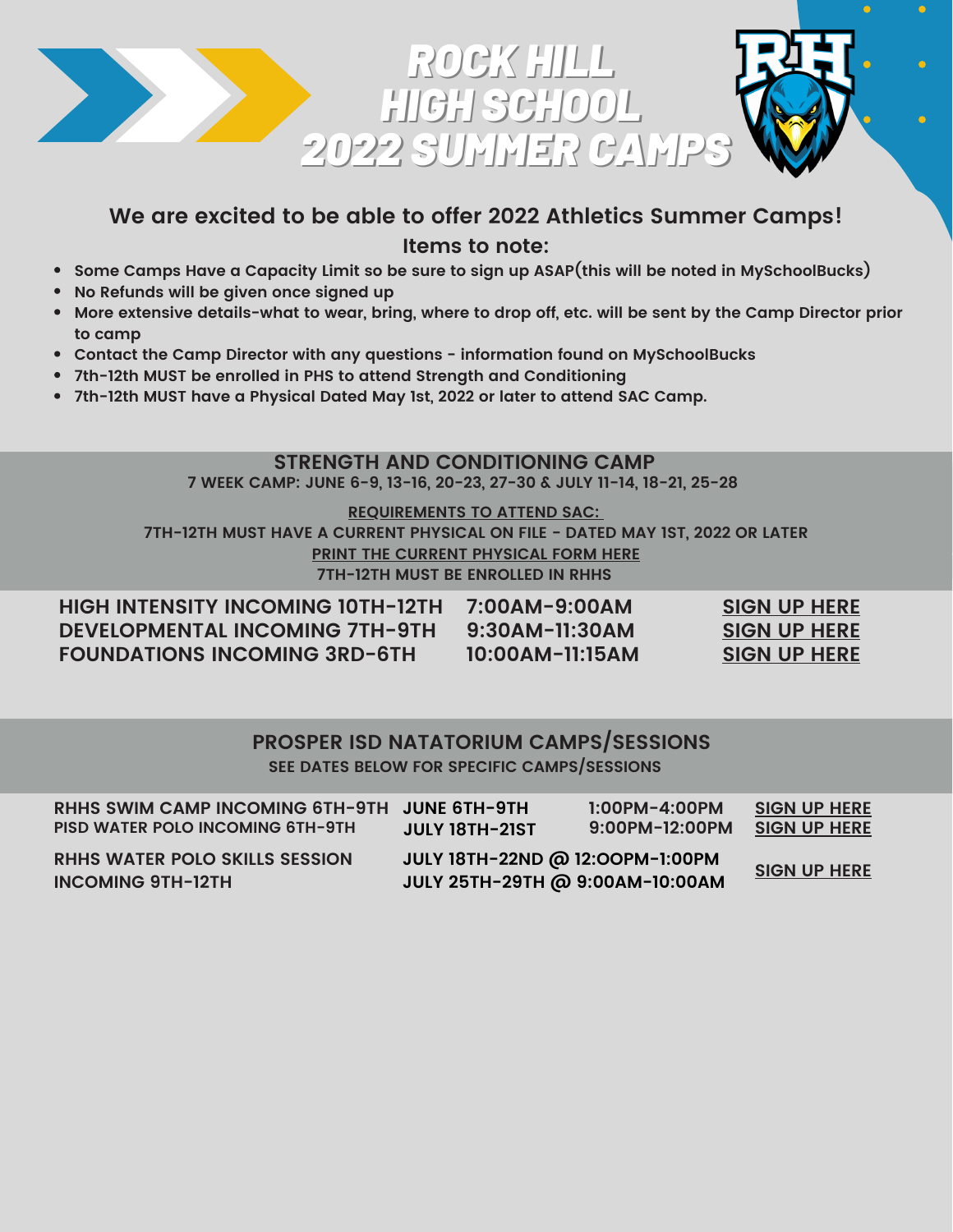# ROCK HILL HIGH SCHOOL 2022 SUMMER CAMPS

## We are excited to be able to offer 2022 Athletics Summer Camps!

### Items to note:

- Some Camps Have a Capacity Limit so be sure to sign up ASAP(this will be noted in MySchoolBucks)
- No Refunds will be given once signed up
- More extensive details-what to wear, bring, where to drop off, etc. will be sent by the Camp Director prior to camp
- Contact the Camp Director with any questions - information found on MySchoolBucks
- 7th-12th MUST be enrolled in PHS to attend Strength and Conditioning
- 7th-12th MUST have a Physical Dated May 1st, 2022 or later to attend SAC Camp.

## STRENGTH AND CONDITIONING CAMP

7 WEEK CAMP: JUNE 6-9, 13-16, 20-23, 27-30 & JULY 11-14, 18-21, 25-28

REQUIREMENTS TO ATTEND SAC:

7TH-12TH MUST HAVE A CURRENT PHYSICAL ON FILE - DATED MAY 1ST, 2022 OR LATER

PRINT THE CURRENT PHYSICAL FORM HERE

7TH-12TH MUST BE ENROLLED IN RHHS

| | | |
|---|---|---|
| HIGH INTENSITY INCOMING 10TH-12TH | 7:00AM-9:00AM | SIGN UP HERE |
| DEVELOPMENTAL INCOMING 7TH-9TH | 9:30AM-11:30AM | SIGN UP HERE |
| FOUNDATIONS INCOMING 3RD-6TH | 10:00AM-11:15AM | SIGN UP HERE |

## PROSPER ISD NATATORIUM CAMPS/SESSIONS

SEE DATES BELOW FOR SPECIFIC CAMPS/SESSIONS

| | | | |
|---|---|---|---|
| RHHS SWIM CAMP INCOMING 6TH-9TH | JUNE 6TH-9TH | 1:00PM-4:00PM | SIGN UP HERE |
| PISD WATER POLO INCOMING 6TH-9TH | JULY 18TH-21ST | 9:00PM-12:00PM | SIGN UP HERE |
| RHHS WATER POLO SKILLS SESSION INCOMING 9TH-12TH | JULY 18TH-22ND @ 12:OOPM-1:00PM<br>JULY 25TH-29TH @ 9:00AM-10:00AM | | SIGN UP HERE |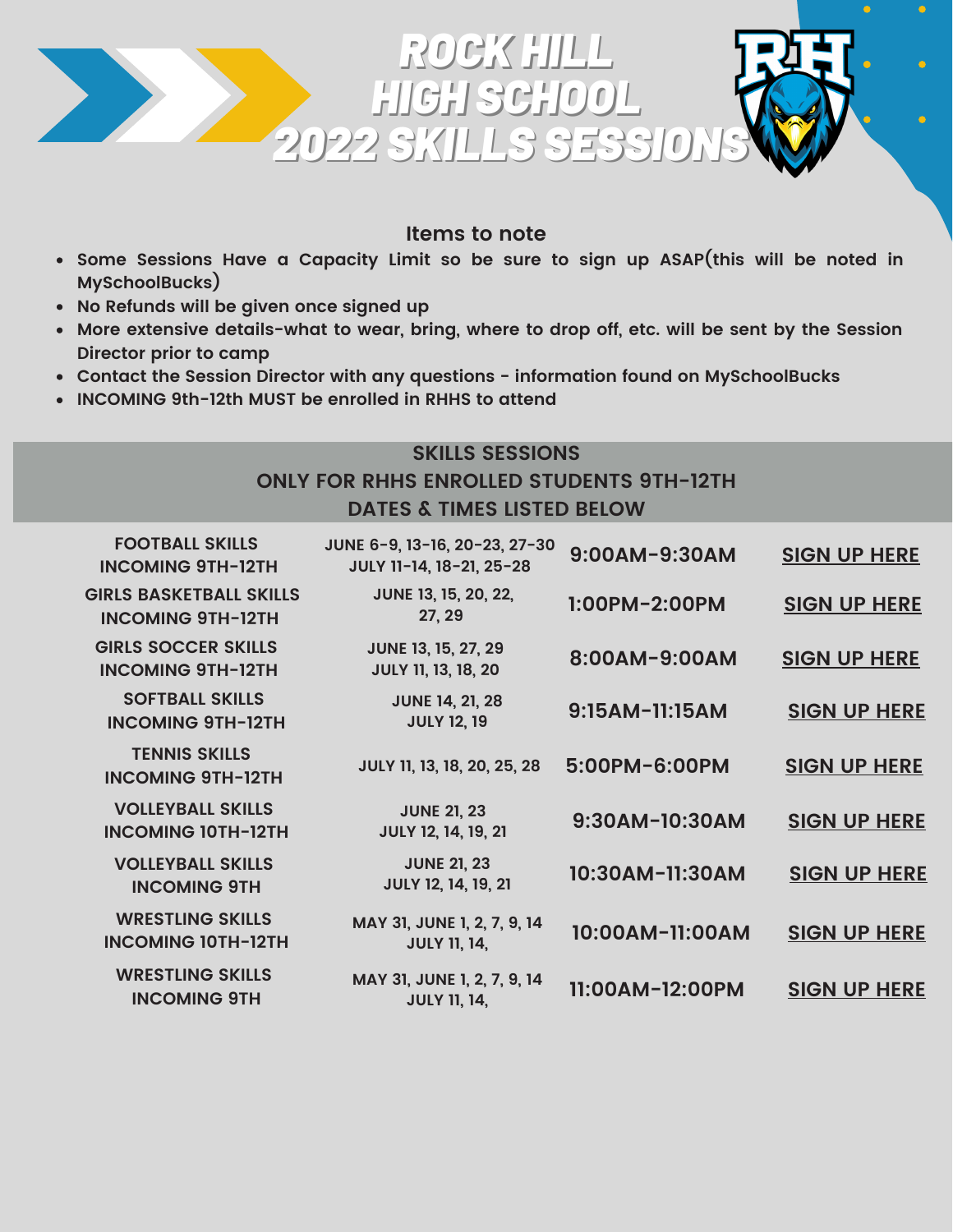# ROCK HILL HIGH SCHOOL 2022 SKILLS SESSIONS

## Items to note

- **Some Sessions Have a Capacity Limit so be sure to sign up ASAP(this will be noted in MySchoolBucks)**
- **No Refunds will be given once signed up**
- **More extensive details-what to wear, bring, where to drop off, etc. will be sent by the Session Director prior to camp**
- **Contact the Session Director with any questions - information found on MySchoolBucks**
- **INCOMING 9th-12th MUST be enrolled in RHHS to attend**

## SKILLS SESSIONS
### ONLY FOR RHHS ENROLLED STUDENTS 9TH-12TH
### DATES & TIMES LISTED BELOW

| | | | |
|---|---|---|---|
| FOOTBALL SKILLS INCOMING 9TH-12TH | JUNE 6-9, 13-16, 20-23, 27-30 JULY 11-14, 18-21, 25-28 | 9:00AM-9:30AM | SIGN UP HERE |
| GIRLS BASKETBALL SKILLS INCOMING 9TH-12TH | JUNE 13, 15, 20, 22, 27, 29 | 1:00PM-2:00PM | SIGN UP HERE |
| GIRLS SOCCER SKILLS INCOMING 9TH-12TH | JUNE 13, 15, 27, 29 JULY 11, 13, 18, 20 | 8:00AM-9:00AM | SIGN UP HERE |
| SOFTBALL SKILLS INCOMING 9TH-12TH | JUNE 14, 21, 28 JULY 12, 19 | 9:15AM-11:15AM | SIGN UP HERE |
| TENNIS SKILLS INCOMING 9TH-12TH | JULY 11, 13, 18, 20, 25, 28 | 5:00PM-6:00PM | SIGN UP HERE |
| VOLLEYBALL SKILLS INCOMING 10TH-12TH | JUNE 21, 23 JULY 12, 14, 19, 21 | 9:30AM-10:30AM | SIGN UP HERE |
| VOLLEYBALL SKILLS INCOMING 9TH | JUNE 21, 23 JULY 12, 14, 19, 21 | 10:30AM-11:30AM | SIGN UP HERE |
| WRESTLING SKILLS INCOMING 10TH-12TH | MAY 31, JUNE 1, 2, 7, 9, 14 JULY 11, 14, | 10:00AM-11:00AM | SIGN UP HERE |
| WRESTLING SKILLS INCOMING 9TH | MAY 31, JUNE 1, 2, 7, 9, 14 JULY 11, 14, | 11:00AM-12:00PM | SIGN UP HERE |